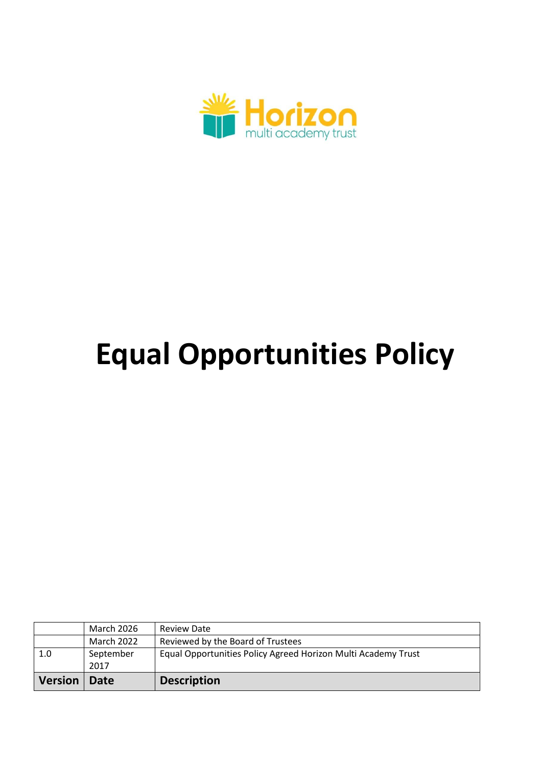Horizon
multi academy trust

# Equal Opportunities Policy

| | March 2026 | Review Date |
|---|---|---|
| | March 2022 | Reviewed by the Board of Trustees |
| 1.0 | September 2017 | Equal Opportunities Policy Agreed Horizon Multi Academy Trust |
| **Version** | **Date** | **Description** |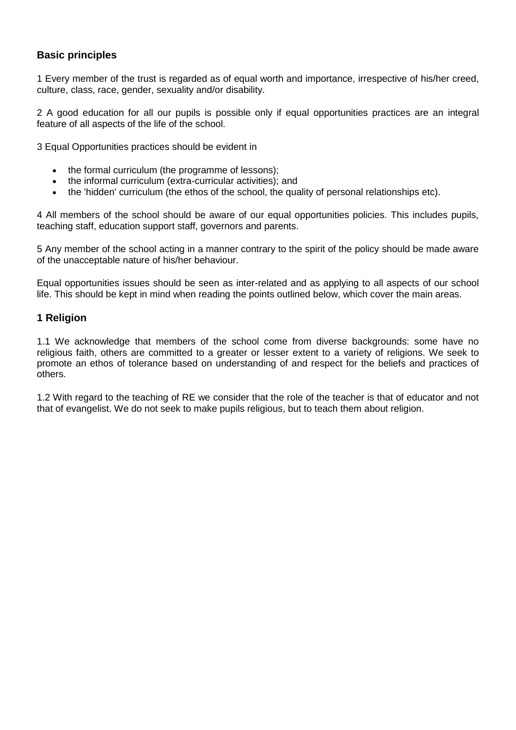## Basic principles

1 Every member of the trust is regarded as of equal worth and importance, irrespective of his/her creed, culture, class, race, gender, sexuality and/or disability.

2 A good education for all our pupils is possible only if equal opportunities practices are an integral feature of all aspects of the life of the school.

3 Equal Opportunities practices should be evident in

- the formal curriculum (the programme of lessons);
- the informal curriculum (extra-curricular activities); and
- the 'hidden' curriculum (the ethos of the school, the quality of personal relationships etc).

4 All members of the school should be aware of our equal opportunities policies. This includes pupils, teaching staff, education support staff, governors and parents.

5 Any member of the school acting in a manner contrary to the spirit of the policy should be made aware of the unacceptable nature of his/her behaviour.

Equal opportunities issues should be seen as inter-related and as applying to all aspects of our school life. This should be kept in mind when reading the points outlined below, which cover the main areas.

## 1 Religion

1.1 We acknowledge that members of the school come from diverse backgrounds: some have no religious faith, others are committed to a greater or lesser extent to a variety of religions. We seek to promote an ethos of tolerance based on understanding of and respect for the beliefs and practices of others.

1.2 With regard to the teaching of RE we consider that the role of the teacher is that of educator and not that of evangelist. We do not seek to make pupils religious, but to teach them about religion.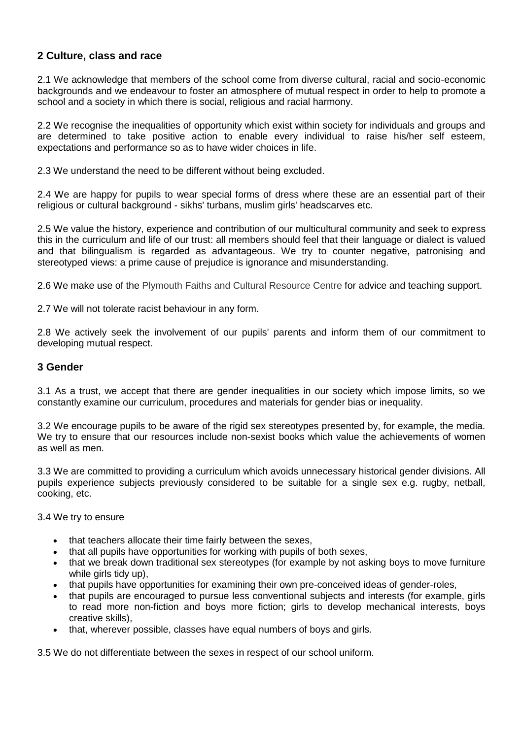## 2 Culture, class and race

2.1 We acknowledge that members of the school come from diverse cultural, racial and socio-economic backgrounds and we endeavour to foster an atmosphere of mutual respect in order to help to promote a school and a society in which there is social, religious and racial harmony.

2.2 We recognise the inequalities of opportunity which exist within society for individuals and groups and are determined to take positive action to enable every individual to raise his/her self esteem, expectations and performance so as to have wider choices in life.

2.3 We understand the need to be different without being excluded.

2.4 We are happy for pupils to wear special forms of dress where these are an essential part of their religious or cultural background - sikhs' turbans, muslim girls' headscarves etc.

2.5 We value the history, experience and contribution of our multicultural community and seek to express this in the curriculum and life of our trust: all members should feel that their language or dialect is valued and that bilingualism is regarded as advantageous. We try to counter negative, patronising and stereotyped views: a prime cause of prejudice is ignorance and misunderstanding.

2.6 We make use of the Plymouth Faiths and Cultural Resource Centre for advice and teaching support.

2.7 We will not tolerate racist behaviour in any form.

2.8 We actively seek the involvement of our pupils' parents and inform them of our commitment to developing mutual respect.

## 3 Gender

3.1 As a trust, we accept that there are gender inequalities in our society which impose limits, so we constantly examine our curriculum, procedures and materials for gender bias or inequality.

3.2 We encourage pupils to be aware of the rigid sex stereotypes presented by, for example, the media. We try to ensure that our resources include non-sexist books which value the achievements of women as well as men.

3.3 We are committed to providing a curriculum which avoids unnecessary historical gender divisions. All pupils experience subjects previously considered to be suitable for a single sex e.g. rugby, netball, cooking, etc.

3.4 We try to ensure

- that teachers allocate their time fairly between the sexes,
- that all pupils have opportunities for working with pupils of both sexes,
- that we break down traditional sex stereotypes (for example by not asking boys to move furniture while girls tidy up),
- that pupils have opportunities for examining their own pre-conceived ideas of gender-roles,
- that pupils are encouraged to pursue less conventional subjects and interests (for example, girls to read more non-fiction and boys more fiction; girls to develop mechanical interests, boys creative skills),
- that, wherever possible, classes have equal numbers of boys and girls.

3.5 We do not differentiate between the sexes in respect of our school uniform.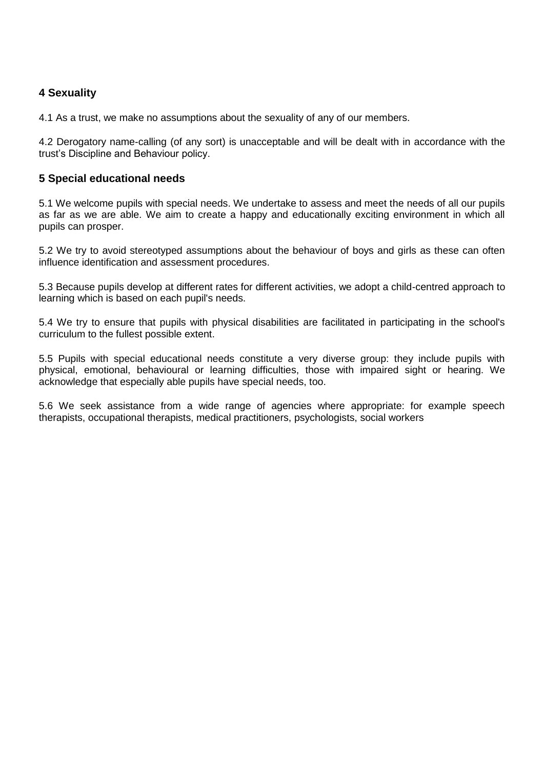## 4 Sexuality

4.1 As a trust, we make no assumptions about the sexuality of any of our members.

4.2 Derogatory name-calling (of any sort) is unacceptable and will be dealt with in accordance with the trust's Discipline and Behaviour policy.

## 5 Special educational needs

5.1 We welcome pupils with special needs. We undertake to assess and meet the needs of all our pupils as far as we are able. We aim to create a happy and educationally exciting environment in which all pupils can prosper.

5.2 We try to avoid stereotyped assumptions about the behaviour of boys and girls as these can often influence identification and assessment procedures.

5.3 Because pupils develop at different rates for different activities, we adopt a child-centred approach to learning which is based on each pupil's needs.

5.4 We try to ensure that pupils with physical disabilities are facilitated in participating in the school's curriculum to the fullest possible extent.

5.5 Pupils with special educational needs constitute a very diverse group: they include pupils with physical, emotional, behavioural or learning difficulties, those with impaired sight or hearing. We acknowledge that especially able pupils have special needs, too.

5.6 We seek assistance from a wide range of agencies where appropriate: for example speech therapists, occupational therapists, medical practitioners, psychologists, social workers